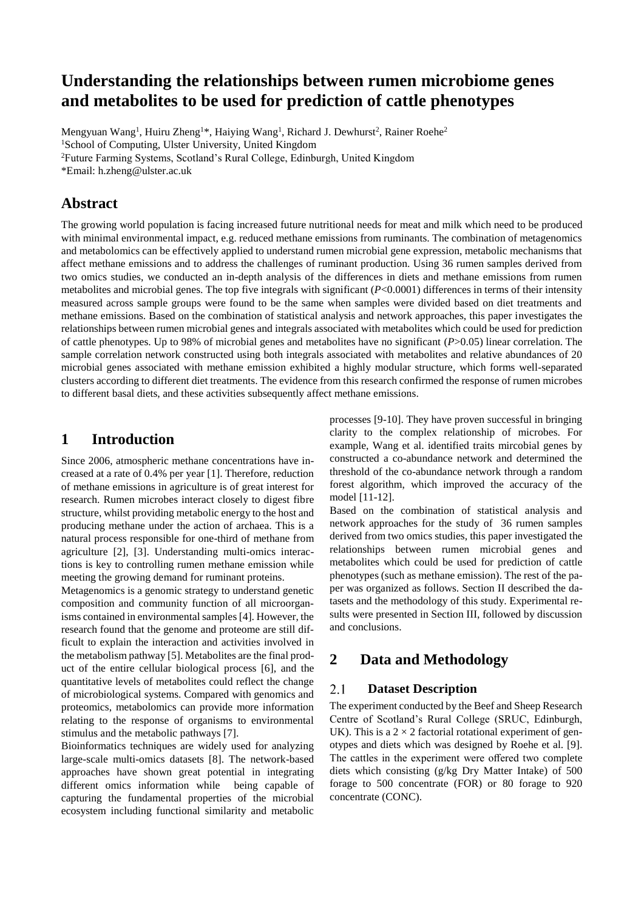# Understanding the relationships between rumen microbiome genes and metabolites to be used for prediction of cattle phenotypes

Mengyuan Wang[1], Huiru Zheng[1]*, Haiying Wang[1], Richard J. Dewhurst[2], Rainer Roehe[2]

[1]School of Computing, Ulster University, United Kingdom

[2]Future Farming Systems, Scotland's Rural College, Edinburgh, United Kingdom

*Email: h.zheng@ulster.ac.uk

## Abstract

The growing world population is facing increased future nutritional needs for meat and milk which need to be produced with minimal environmental impact, e.g. reduced methane emissions from ruminants. The combination of metagenomics and metabolomics can be effectively applied to understand rumen microbial gene expression, metabolic mechanisms that affect methane emissions and to address the challenges of ruminant production. Using 36 rumen samples derived from two omics studies, we conducted an in-depth analysis of the differences in diets and methane emissions from rumen metabolites and microbial genes. The top five integrals with significant ($P<0.0001$) differences in terms of their intensity measured across sample groups were found to be the same when samples were divided based on diet treatments and methane emissions. Based on the combination of statistical analysis and network approaches, this paper investigates the relationships between rumen microbial genes and integrals associated with metabolites which could be used for prediction of cattle phenotypes. Up to 98% of microbial genes and metabolites have no significant ($P>0.05$) linear correlation. The sample correlation network constructed using both integrals associated with metabolites and relative abundances of 20 microbial genes associated with methane emission exhibited a highly modular structure, which forms well-separated clusters according to different diet treatments. The evidence from this research confirmed the response of rumen microbes to different basal diets, and these activities subsequently affect methane emissions.

## 1 Introduction

Since 2006, atmospheric methane concentrations have increased at a rate of 0.4% per year [1]. Therefore, reduction of methane emissions in agriculture is of great interest for research. Rumen microbes interact closely to digest fibre structure, whilst providing metabolic energy to the host and producing methane under the action of archaea. This is a natural process responsible for one-third of methane from agriculture [2], [3]. Understanding multi-omics interactions is key to controlling rumen methane emission while meeting the growing demand for ruminant proteins.

Metagenomics is a genomic strategy to understand genetic composition and community function of all microorganisms contained in environmental samples [4]. However, the research found that the genome and proteome are still difficult to explain the interaction and activities involved in the metabolism pathway [5]. Metabolites are the final product of the entire cellular biological process [6], and the quantitative levels of metabolites could reflect the change of microbiological systems. Compared with genomics and proteomics, metabolomics can provide more information relating to the response of organisms to environmental stimulus and the metabolic pathways [7].

Bioinformatics techniques are widely used for analyzing large-scale multi-omics datasets [8]. The network-based approaches have shown great potential in integrating different omics information while being capable of capturing the fundamental properties of the microbial ecosystem including functional similarity and metabolic processes [9-10]. They have proven successful in bringing clarity to the complex relationship of microbes. For example, Wang et al. identified traits mircobial genes by constructed a co-abundance network and determined the threshold of the co-abundance network through a random forest algorithm, which improved the accuracy of the model [11-12].

Based on the combination of statistical analysis and network approaches for the study of 36 rumen samples derived from two omics studies, this paper investigated the relationships between rumen microbial genes and metabolites which could be used for prediction of cattle phenotypes (such as methane emission). The rest of the paper was organized as follows. Section II described the datasets and the methodology of this study. Experimental results were presented in Section III, followed by discussion and conclusions.

## 2 Data and Methodology

### 2.1 Dataset Description

The experiment conducted by the Beef and Sheep Research Centre of Scotland's Rural College (SRUC, Edinburgh, UK). This is a $2 \times 2$ factorial rotational experiment of genotypes and diets which was designed by Roehe et al. [9]. The cattles in the experiment were offered two complete diets which consisting (g/kg Dry Matter Intake) of 500 forage to 500 concentrate (FOR) or 80 forage to 920 concentrate (CONC).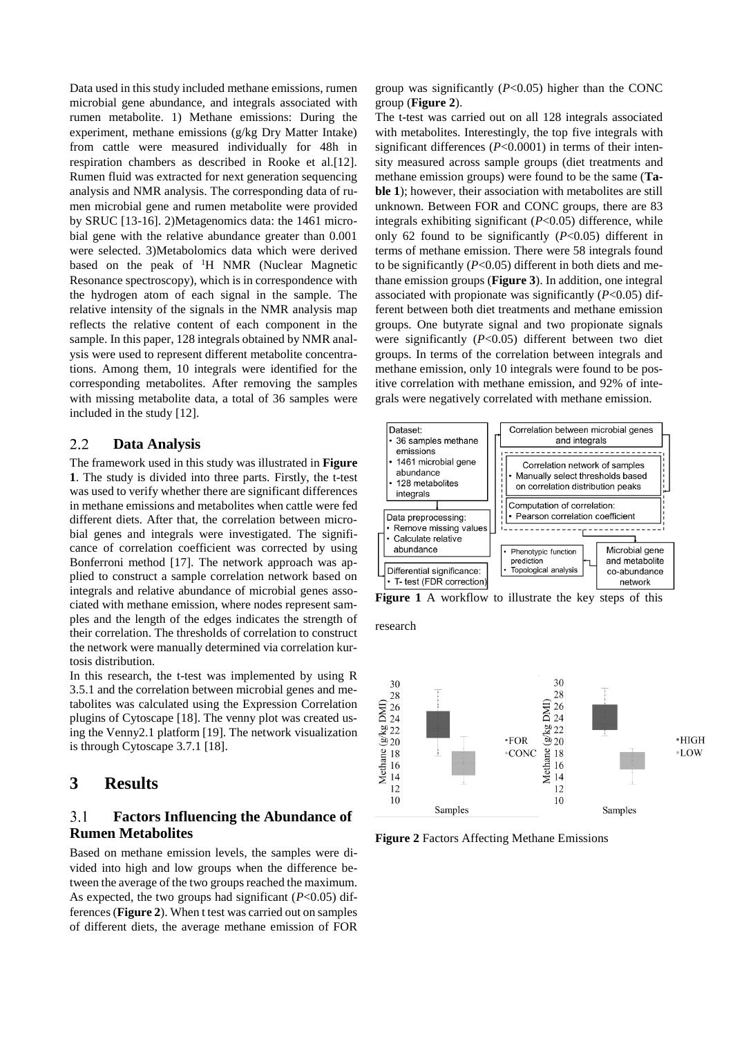Data used in this study included methane emissions, rumen microbial gene abundance, and integrals associated with rumen metabolite. 1) Methane emissions: During the experiment, methane emissions (g/kg Dry Matter Intake) from cattle were measured individually for 48h in respiration chambers as described in Rooke et al.[12]. Rumen fluid was extracted for next generation sequencing analysis and NMR analysis. The corresponding data of rumen microbial gene and rumen metabolite were provided by SRUC [13-16]. 2)Metagenomics data: the 1461 microbial gene with the relative abundance greater than 0.001 were selected. 3)Metabolomics data which were derived based on the peak of $^1$H NMR (Nuclear Magnetic Resonance spectroscopy), which is in correspondence with the hydrogen atom of each signal in the sample. The relative intensity of the signals in the NMR analysis map reflects the relative content of each component in the sample. In this paper, 128 integrals obtained by NMR analysis were used to represent different metabolite concentrations. Among them, 10 integrals were identified for the corresponding metabolites. After removing the samples with missing metabolite data, a total of 36 samples were included in the study [12].

## 2.2 Data Analysis

The framework used in this study was illustrated in **Figure 1**. The study is divided into three parts. Firstly, the t-test was used to verify whether there are significant differences in methane emissions and metabolites when cattle were fed different diets. After that, the correlation between microbial genes and integrals were investigated. The significance of correlation coefficient was corrected by using Bonferroni method [17]. The network approach was applied to construct a sample correlation network based on integrals and relative abundance of microbial genes associated with methane emission, where nodes represent samples and the length of the edges indicates the strength of their correlation. The thresholds of correlation to construct the network were manually determined via correlation kurtosis distribution.

In this research, the t-test was implemented by using R 3.5.1 and the correlation between microbial genes and metabolites was calculated using the Expression Correlation plugins of Cytoscape [18]. The venny plot was created using the Venny2.1 platform [19]. The network visualization is through Cytoscape 3.7.1 [18].

# 3 Results

## 3.1 Factors Influencing the Abundance of Rumen Metabolites

Based on methane emission levels, the samples were divided into high and low groups when the difference between the average of the two groups reached the maximum. As expected, the two groups had significant ($P$<0.05) differences (**Figure 2**). When t test was carried out on samples of different diets, the average methane emission of FOR group was significantly ($P$<0.05) higher than the CONC group (**Figure 2**).

The t-test was carried out on all 128 integrals associated with metabolites. Interestingly, the top five integrals with significant differences ($P$<0.0001) in terms of their intensity measured across sample groups (diet treatments and methane emission groups) were found to be the same (**Table 1**); however, their association with metabolites are still unknown. Between FOR and CONC groups, there are 83 integrals exhibiting significant ($P$<0.05) difference, while only 62 found to be significantly ($P$<0.05) different in terms of methane emission. There were 58 integrals found to be significantly ($P$<0.05) different in both diets and methane emission groups (**Figure 3**). In addition, one integral associated with propionate was significantly ($P$<0.05) different between both diet treatments and methane emission groups. One butyrate signal and two propionate signals were significantly ($P$<0.05) different between two diet groups. In terms of the correlation between integrals and methane emission, only 10 integrals were found to be positive correlation with methane emission, and 92% of integrals were negatively correlated with methane emission.

**Figure 1** A workflow to illustrate the key steps of this research

**Figure 2** Factors Affecting Methane Emissions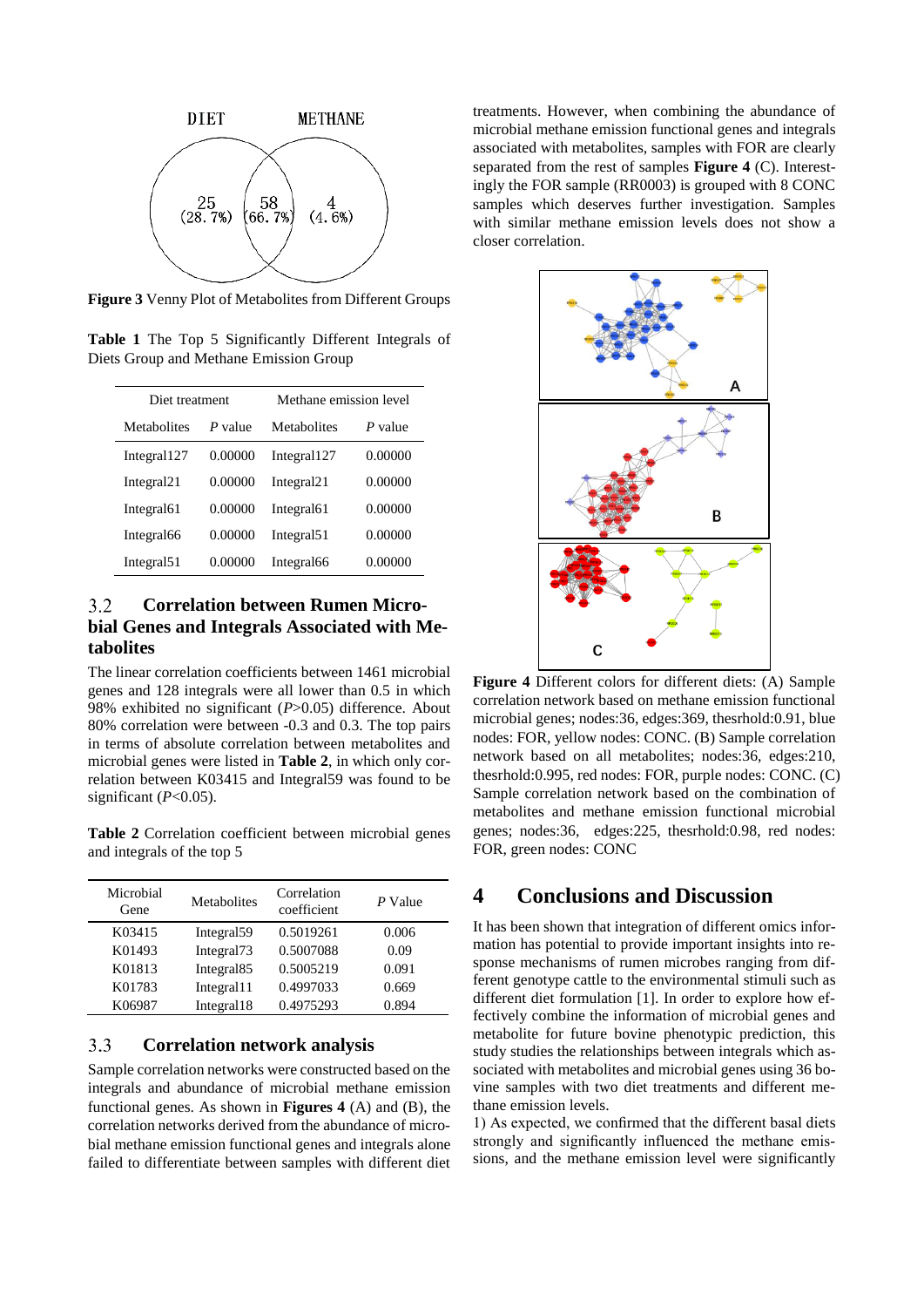**Figure 3** Venny Plot of Metabolites from Different Groups

**Table 1** The Top 5 Significantly Different Integrals of Diets Group and Methane Emission Group

| Diet treatment | | Methane emission level | |
|---|---|---|---|
| Metabolites | *P* value | Metabolites | *P* value |
| Integral127 | 0.00000 | Integral127 | 0.00000 |
| Integral21 | 0.00000 | Integral21 | 0.00000 |
| Integral61 | 0.00000 | Integral61 | 0.00000 |
| Integral66 | 0.00000 | Integral51 | 0.00000 |
| Integral51 | 0.00000 | Integral66 | 0.00000 |

## 3.2 Correlation between Rumen Microbial Genes and Integrals Associated with Metabolites

The linear correlation coefficients between 1461 microbial genes and 128 integrals were all lower than 0.5 in which 98% exhibited no significant ($P$>0.05) difference. About 80% correlation were between -0.3 and 0.3. The top pairs in terms of absolute correlation between metabolites and microbial genes were listed in **Table 2**, in which only correlation between K03415 and Integral59 was found to be significant ($P$<0.05).

**Table 2** Correlation coefficient between microbial genes and integrals of the top 5

| Microbial Gene | Metabolites | Correlation coefficient | *P* Value |
|---|---|---|---|
| K03415 | Integral59 | 0.5019261 | 0.006 |
| K01493 | Integral73 | 0.5007088 | 0.09 |
| K01813 | Integral85 | 0.5005219 | 0.091 |
| K01783 | Integral11 | 0.4997033 | 0.669 |
| K06987 | Integral18 | 0.4975293 | 0.894 |

## 3.3 Correlation network analysis

Sample correlation networks were constructed based on the integrals and abundance of microbial methane emission functional genes. As shown in **Figures 4** (A) and (B), the correlation networks derived from the abundance of microbial methane emission functional genes and integrals alone failed to differentiate between samples with different diet treatments. However, when combining the abundance of microbial methane emission functional genes and integrals associated with metabolites, samples with FOR are clearly separated from the rest of samples **Figure 4** (C). Interestingly the FOR sample (RR0003) is grouped with 8 CONC samples which deserves further investigation. Samples with similar methane emission levels does not show a closer correlation.

**Figure 4** Different colors for different diets: (A) Sample correlation network based on methane emission functional microbial genes; nodes:36, edges:369, thesrhold:0.91, blue nodes: FOR, yellow nodes: CONC. (B) Sample correlation network based on all metabolites; nodes:36, edges:210, thesrhold:0.995, red nodes: FOR, purple nodes: CONC. (C) Sample correlation network based on the combination of metabolites and methane emission functional microbial genes; nodes:36, edges:225, thesrhold:0.98, red nodes: FOR, green nodes: CONC

# 4 Conclusions and Discussion

It has been shown that integration of different omics information has potential to provide important insights into response mechanisms of rumen microbes ranging from different genotype cattle to the environmental stimuli such as different diet formulation [1]. In order to explore how effectively combine the information of microbial genes and metabolite for future bovine phenotypic prediction, this study studies the relationships between integrals which associated with metabolites and microbial genes using 36 bovine samples with two diet treatments and different methane emission levels.

1) As expected, we confirmed that the different basal diets strongly and significantly influenced the methane emissions, and the methane emission level were significantly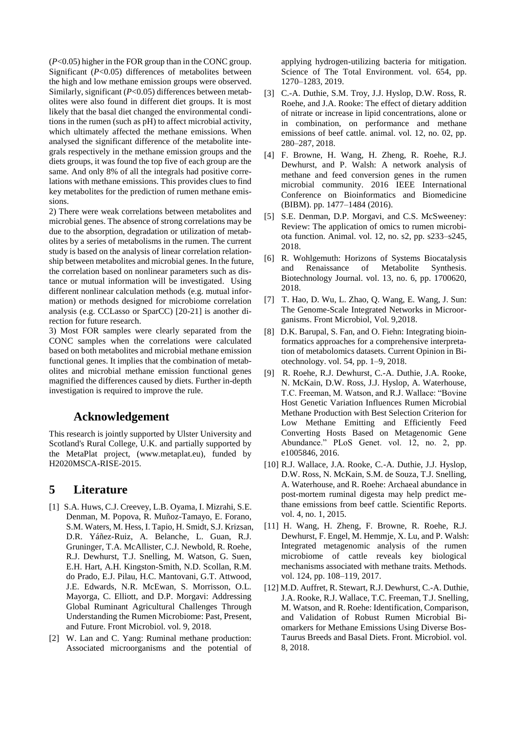($P$<0.05) higher in the FOR group than in the CONC group. Significant ($P$<0.05) differences of metabolites between the high and low methane emission groups were observed. Similarly, significant ($P$<0.05) differences between metabolites were also found in different diet groups. It is most likely that the basal diet changed the environmental conditions in the rumen (such as pH) to affect microbial activity, which ultimately affected the methane emissions. When analysed the significant difference of the metabolite integrals respectively in the methane emission groups and the diets groups, it was found the top five of each group are the same. And only 8% of all the integrals had positive correlations with methane emissions. This provides clues to find key metabolites for the prediction of rumen methane emissions.

2) There were weak correlations between metabolites and microbial genes. The absence of strong correlations may be due to the absorption, degradation or utilization of metabolites by a series of metabolisms in the rumen. The current study is based on the analysis of linear correlation relationship between metabolites and microbial genes. In the future, the correlation based on nonlinear parameters such as distance or mutual information will be investigated. Using different nonlinear calculation methods (e.g. mutual information) or methods designed for microbiome correlation analysis (e.g. CCLasso or SparCC) [20-21] is another direction for future research.

3) Most FOR samples were clearly separated from the CONC samples when the correlations were calculated based on both metabolites and microbial methane emission functional genes. It implies that the combination of metabolites and microbial methane emission functional genes magnified the differences caused by diets. Further in-depth investigation is required to improve the rule.

## Acknowledgement

This research is jointly supported by Ulster University and Scotland's Rural College, U.K. and partially supported by the MetaPlat project, (www.metaplat.eu), funded by H2020MSCA-RISE-2015.

## 5 Literature

[1] S.A. Huws, C.J. Creevey, L.B. Oyama, I. Mizrahi, S.E. Denman, M. Popova, R. Muñoz-Tamayo, E. Forano, S.M. Waters, M. Hess, I. Tapio, H. Smidt, S.J. Krizsan, D.R. Yáñez-Ruiz, A. Belanche, L. Guan, R.J. Gruninger, T.A. McAllister, C.J. Newbold, R. Roehe, R.J. Dewhurst, T.J. Snelling, M. Watson, G. Suen, E.H. Hart, A.H. Kingston-Smith, N.D. Scollan, R.M. do Prado, E.J. Pilau, H.C. Mantovani, G.T. Attwood, J.E. Edwards, N.R. McEwan, S. Morrisson, O.L. Mayorga, C. Elliott, and D.P. Morgavi: Addressing Global Ruminant Agricultural Challenges Through Understanding the Rumen Microbiome: Past, Present, and Future. Front Microbiol. vol. 9, 2018.

[2] W. Lan and C. Yang: Ruminal methane production: Associated microorganisms and the potential of applying hydrogen-utilizing bacteria for mitigation. Science of The Total Environment. vol. 654, pp. 1270–1283, 2019.

[3] C.-A. Duthie, S.M. Troy, J.J. Hyslop, D.W. Ross, R. Roehe, and J.A. Rooke: The effect of dietary addition of nitrate or increase in lipid concentrations, alone or in combination, on performance and methane emissions of beef cattle. animal. vol. 12, no. 02, pp. 280–287, 2018.

[4] F. Browne, H. Wang, H. Zheng, R. Roehe, R.J. Dewhurst, and P. Walsh: A network analysis of methane and feed conversion genes in the rumen microbial community. 2016 IEEE International Conference on Bioinformatics and Biomedicine (BIBM). pp. 1477–1484 (2016).

[5] S.E. Denman, D.P. Morgavi, and C.S. McSweeney: Review: The application of omics to rumen microbiota function. Animal. vol. 12, no. s2, pp. s233–s245, 2018.

[6] R. Wohlgemuth: Horizons of Systems Biocatalysis and Renaissance of Metabolite Synthesis. Biotechnology Journal. vol. 13, no. 6, pp. 1700620, 2018.

[7] T. Hao, D. Wu, L. Zhao, Q. Wang, E. Wang, J. Sun: The Genome-Scale Integrated Networks in Microorganisms. Front Microbiol, Vol. 9,2018.

[8] D.K. Barupal, S. Fan, and O. Fiehn: Integrating bioinformatics approaches for a comprehensive interpretation of metabolomics datasets. Current Opinion in Biotechnology. vol. 54, pp. 1–9, 2018.

[9] R. Roehe, R.J. Dewhurst, C.-A. Duthie, J.A. Rooke, N. McKain, D.W. Ross, J.J. Hyslop, A. Waterhouse, T.C. Freeman, M. Watson, and R.J. Wallace: "Bovine Host Genetic Variation Influences Rumen Microbial Methane Production with Best Selection Criterion for Low Methane Emitting and Efficiently Feed Converting Hosts Based on Metagenomic Gene Abundance." PLoS Genet. vol. 12, no. 2, pp. e1005846, 2016.

[10] R.J. Wallace, J.A. Rooke, C.-A. Duthie, J.J. Hyslop, D.W. Ross, N. McKain, S.M. de Souza, T.J. Snelling, A. Waterhouse, and R. Roehe: Archaeal abundance in post-mortem ruminal digesta may help predict methane emissions from beef cattle. Scientific Reports. vol. 4, no. 1, 2015.

[11] H. Wang, H. Zheng, F. Browne, R. Roehe, R.J. Dewhurst, F. Engel, M. Hemmje, X. Lu, and P. Walsh: Integrated metagenomic analysis of the rumen microbiome of cattle reveals key biological mechanisms associated with methane traits. Methods. vol. 124, pp. 108–119, 2017.

[12] M.D. Auffret, R. Stewart, R.J. Dewhurst, C.-A. Duthie, J.A. Rooke, R.J. Wallace, T.C. Freeman, T.J. Snelling, M. Watson, and R. Roehe: Identification, Comparison, and Validation of Robust Rumen Microbial Biomarkers for Methane Emissions Using Diverse Bos-Taurus Breeds and Basal Diets. Front. Microbiol. vol. 8, 2018.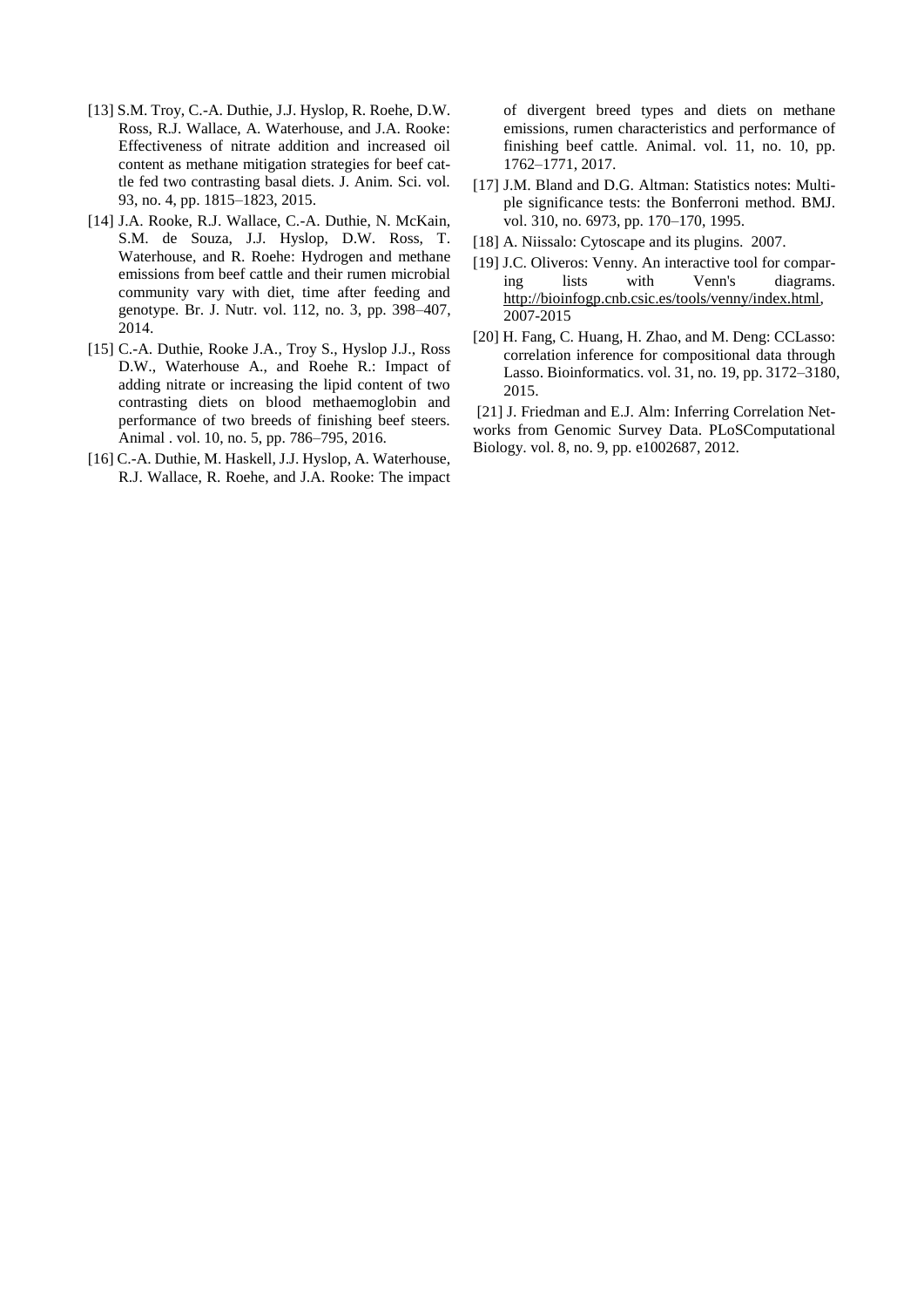[13] S.M. Troy, C.-A. Duthie, J.J. Hyslop, R. Roehe, D.W. Ross, R.J. Wallace, A. Waterhouse, and J.A. Rooke: Effectiveness of nitrate addition and increased oil content as methane mitigation strategies for beef cattle fed two contrasting basal diets. J. Anim. Sci. vol. 93, no. 4, pp. 1815–1823, 2015.

[14] J.A. Rooke, R.J. Wallace, C.-A. Duthie, N. McKain, S.M. de Souza, J.J. Hyslop, D.W. Ross, T. Waterhouse, and R. Roehe: Hydrogen and methane emissions from beef cattle and their rumen microbial community vary with diet, time after feeding and genotype. Br. J. Nutr. vol. 112, no. 3, pp. 398–407, 2014.

[15] C.-A. Duthie, Rooke J.A., Troy S., Hyslop J.J., Ross D.W., Waterhouse A., and Roehe R.: Impact of adding nitrate or increasing the lipid content of two contrasting diets on blood methaemoglobin and performance of two breeds of finishing beef steers. Animal . vol. 10, no. 5, pp. 786–795, 2016.

[16] C.-A. Duthie, M. Haskell, J.J. Hyslop, A. Waterhouse, R.J. Wallace, R. Roehe, and J.A. Rooke: The impact of divergent breed types and diets on methane emissions, rumen characteristics and performance of finishing beef cattle. Animal. vol. 11, no. 10, pp. 1762–1771, 2017.

[17] J.M. Bland and D.G. Altman: Statistics notes: Multiple significance tests: the Bonferroni method. BMJ. vol. 310, no. 6973, pp. 170–170, 1995.

[18] A. Niissalo: Cytoscape and its plugins. 2007.

[19] J.C. Oliveros: Venny. An interactive tool for comparing lists with Venn's diagrams. http://bioinfogp.cnb.csic.es/tools/venny/index.html, 2007-2015

[20] H. Fang, C. Huang, H. Zhao, and M. Deng: CCLasso: correlation inference for compositional data through Lasso. Bioinformatics. vol. 31, no. 19, pp. 3172–3180, 2015.

[21] J. Friedman and E.J. Alm: Inferring Correlation Networks from Genomic Survey Data. PLoSComputational Biology. vol. 8, no. 9, pp. e1002687, 2012.